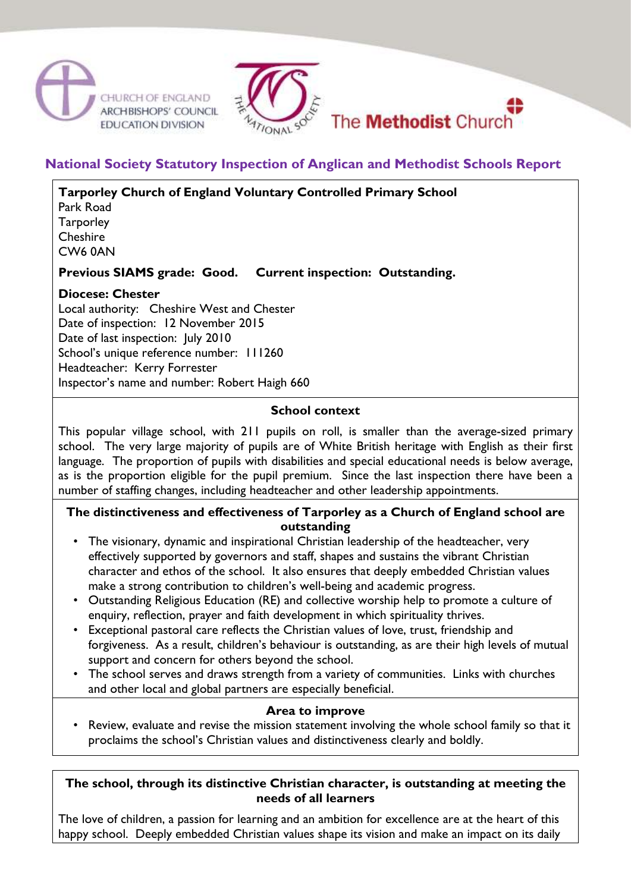CHURCH OF ENGLAND ARCHBISHOPS' COUNCIL EDUCATION DIVISION

THE NATIONAL SOCIETY

The **Methodist** Church

## National Society Statutory Inspection of Anglican and Methodist Schools Report

**Tarporley Church of England Voluntary Controlled Primary School**
Park Road
Tarporley
Cheshire
CW6 0AN

**Previous SIAMS grade: Good. Current inspection: Outstanding.**

**Diocese: Chester**
Local authority: Cheshire West and Chester
Date of inspection: 12 November 2015
Date of last inspection: July 2010
School's unique reference number: 111260
Headteacher: Kerry Forrester
Inspector's name and number: Robert Haigh 660

### School context

This popular village school, with 211 pupils on roll, is smaller than the average-sized primary school. The very large majority of pupils are of White British heritage with English as their first language. The proportion of pupils with disabilities and special educational needs is below average, as is the proportion eligible for the pupil premium. Since the last inspection there have been a number of staffing changes, including headteacher and other leadership appointments.

### The distinctiveness and effectiveness of Tarporley as a Church of England school are outstanding

- The visionary, dynamic and inspirational Christian leadership of the headteacher, very effectively supported by governors and staff, shapes and sustains the vibrant Christian character and ethos of the school. It also ensures that deeply embedded Christian values make a strong contribution to children's well-being and academic progress.
- Outstanding Religious Education (RE) and collective worship help to promote a culture of enquiry, reflection, prayer and faith development in which spirituality thrives.
- Exceptional pastoral care reflects the Christian values of love, trust, friendship and forgiveness. As a result, children's behaviour is outstanding, as are their high levels of mutual support and concern for others beyond the school.
- The school serves and draws strength from a variety of communities. Links with churches and other local and global partners are especially beneficial.

### Area to improve

- Review, evaluate and revise the mission statement involving the whole school family so that it proclaims the school's Christian values and distinctiveness clearly and boldly.

### The school, through its distinctive Christian character, is outstanding at meeting the needs of all learners

The love of children, a passion for learning and an ambition for excellence are at the heart of this happy school. Deeply embedded Christian values shape its vision and make an impact on its daily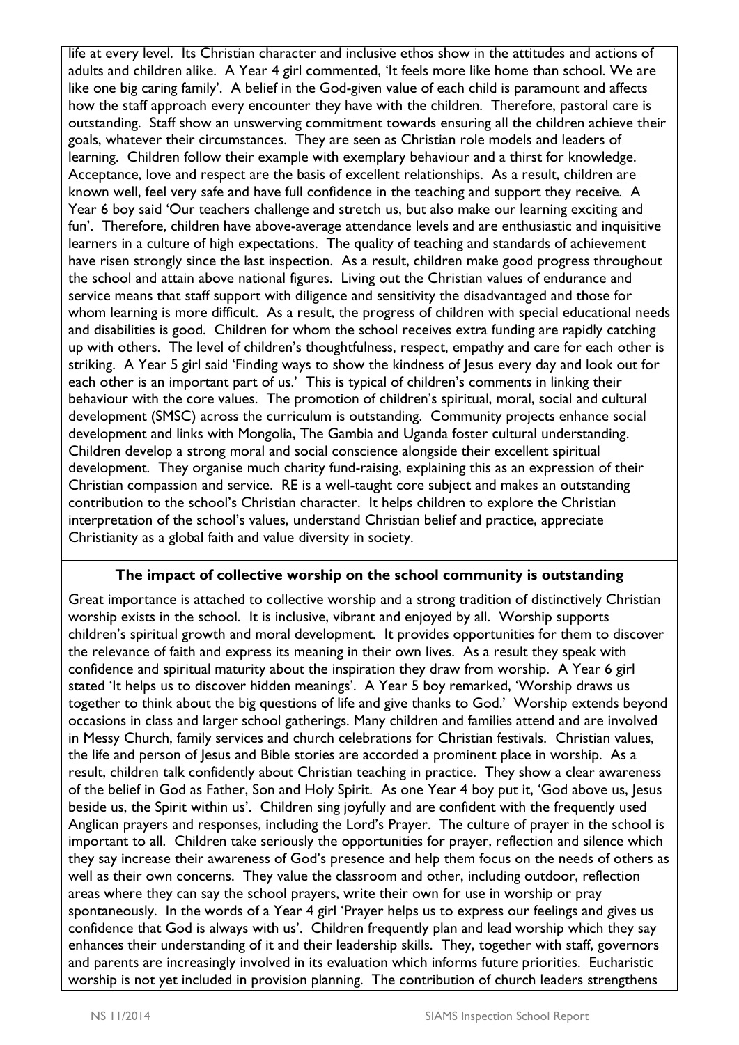life at every level. Its Christian character and inclusive ethos show in the attitudes and actions of adults and children alike. A Year 4 girl commented, 'It feels more like home than school. We are like one big caring family'. A belief in the God-given value of each child is paramount and affects how the staff approach every encounter they have with the children. Therefore, pastoral care is outstanding. Staff show an unswerving commitment towards ensuring all the children achieve their goals, whatever their circumstances. They are seen as Christian role models and leaders of learning. Children follow their example with exemplary behaviour and a thirst for knowledge. Acceptance, love and respect are the basis of excellent relationships. As a result, children are known well, feel very safe and have full confidence in the teaching and support they receive. A Year 6 boy said 'Our teachers challenge and stretch us, but also make our learning exciting and fun'. Therefore, children have above-average attendance levels and are enthusiastic and inquisitive learners in a culture of high expectations. The quality of teaching and standards of achievement have risen strongly since the last inspection. As a result, children make good progress throughout the school and attain above national figures. Living out the Christian values of endurance and service means that staff support with diligence and sensitivity the disadvantaged and those for whom learning is more difficult. As a result, the progress of children with special educational needs and disabilities is good. Children for whom the school receives extra funding are rapidly catching up with others. The level of children's thoughtfulness, respect, empathy and care for each other is striking. A Year 5 girl said 'Finding ways to show the kindness of Jesus every day and look out for each other is an important part of us.' This is typical of children's comments in linking their behaviour with the core values. The promotion of children's spiritual, moral, social and cultural development (SMSC) across the curriculum is outstanding. Community projects enhance social development and links with Mongolia, The Gambia and Uganda foster cultural understanding. Children develop a strong moral and social conscience alongside their excellent spiritual development. They organise much charity fund-raising, explaining this as an expression of their Christian compassion and service. RE is a well-taught core subject and makes an outstanding contribution to the school's Christian character. It helps children to explore the Christian interpretation of the school's values, understand Christian belief and practice, appreciate Christianity as a global faith and value diversity in society.

**The impact of collective worship on the school community is outstanding**

Great importance is attached to collective worship and a strong tradition of distinctively Christian worship exists in the school. It is inclusive, vibrant and enjoyed by all. Worship supports children's spiritual growth and moral development. It provides opportunities for them to discover the relevance of faith and express its meaning in their own lives. As a result they speak with confidence and spiritual maturity about the inspiration they draw from worship. A Year 6 girl stated 'It helps us to discover hidden meanings'. A Year 5 boy remarked, 'Worship draws us together to think about the big questions of life and give thanks to God.' Worship extends beyond occasions in class and larger school gatherings. Many children and families attend and are involved in Messy Church, family services and church celebrations for Christian festivals. Christian values, the life and person of Jesus and Bible stories are accorded a prominent place in worship. As a result, children talk confidently about Christian teaching in practice. They show a clear awareness of the belief in God as Father, Son and Holy Spirit. As one Year 4 boy put it, 'God above us, Jesus beside us, the Spirit within us'. Children sing joyfully and are confident with the frequently used Anglican prayers and responses, including the Lord's Prayer. The culture of prayer in the school is important to all. Children take seriously the opportunities for prayer, reflection and silence which they say increase their awareness of God's presence and help them focus on the needs of others as well as their own concerns. They value the classroom and other, including outdoor, reflection areas where they can say the school prayers, write their own for use in worship or pray spontaneously. In the words of a Year 4 girl 'Prayer helps us to express our feelings and gives us confidence that God is always with us'. Children frequently plan and lead worship which they say enhances their understanding of it and their leadership skills. They, together with staff, governors and parents are increasingly involved in its evaluation which informs future priorities. Eucharistic worship is not yet included in provision planning. The contribution of church leaders strengthens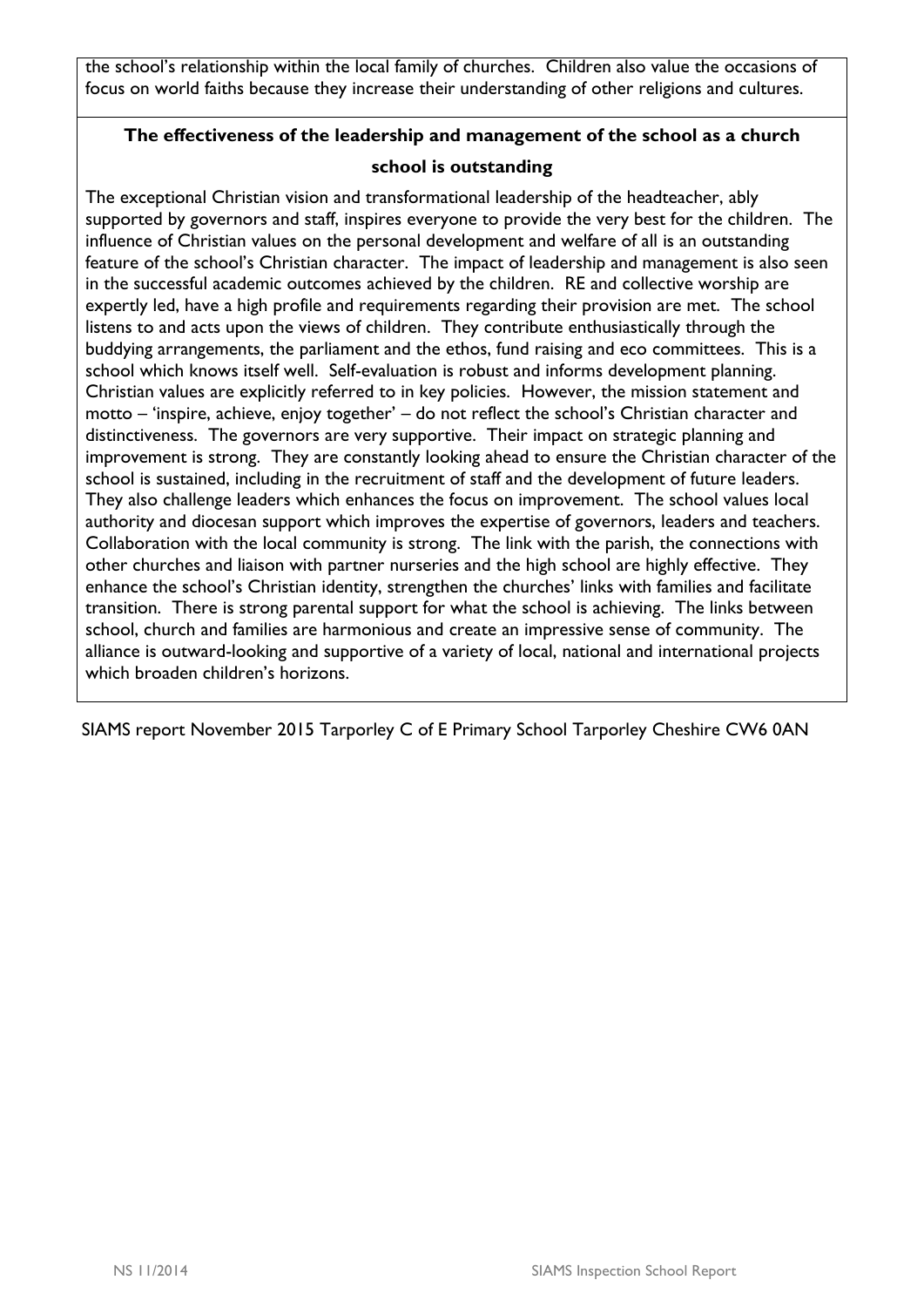the school's relationship within the local family of churches. Children also value the occasions of focus on world faiths because they increase their understanding of other religions and cultures.

## The effectiveness of the leadership and management of the school as a church school is outstanding

The exceptional Christian vision and transformational leadership of the headteacher, ably supported by governors and staff, inspires everyone to provide the very best for the children. The influence of Christian values on the personal development and welfare of all is an outstanding feature of the school's Christian character. The impact of leadership and management is also seen in the successful academic outcomes achieved by the children. RE and collective worship are expertly led, have a high profile and requirements regarding their provision are met. The school listens to and acts upon the views of children. They contribute enthusiastically through the buddying arrangements, the parliament and the ethos, fund raising and eco committees. This is a school which knows itself well. Self-evaluation is robust and informs development planning. Christian values are explicitly referred to in key policies. However, the mission statement and motto – 'inspire, achieve, enjoy together' – do not reflect the school's Christian character and distinctiveness. The governors are very supportive. Their impact on strategic planning and improvement is strong. They are constantly looking ahead to ensure the Christian character of the school is sustained, including in the recruitment of staff and the development of future leaders. They also challenge leaders which enhances the focus on improvement. The school values local authority and diocesan support which improves the expertise of governors, leaders and teachers. Collaboration with the local community is strong. The link with the parish, the connections with other churches and liaison with partner nurseries and the high school are highly effective. They enhance the school's Christian identity, strengthen the churches' links with families and facilitate transition. There is strong parental support for what the school is achieving. The links between school, church and families are harmonious and create an impressive sense of community. The alliance is outward-looking and supportive of a variety of local, national and international projects which broaden children's horizons.

SIAMS report November 2015 Tarporley C of E Primary School Tarporley Cheshire CW6 0AN